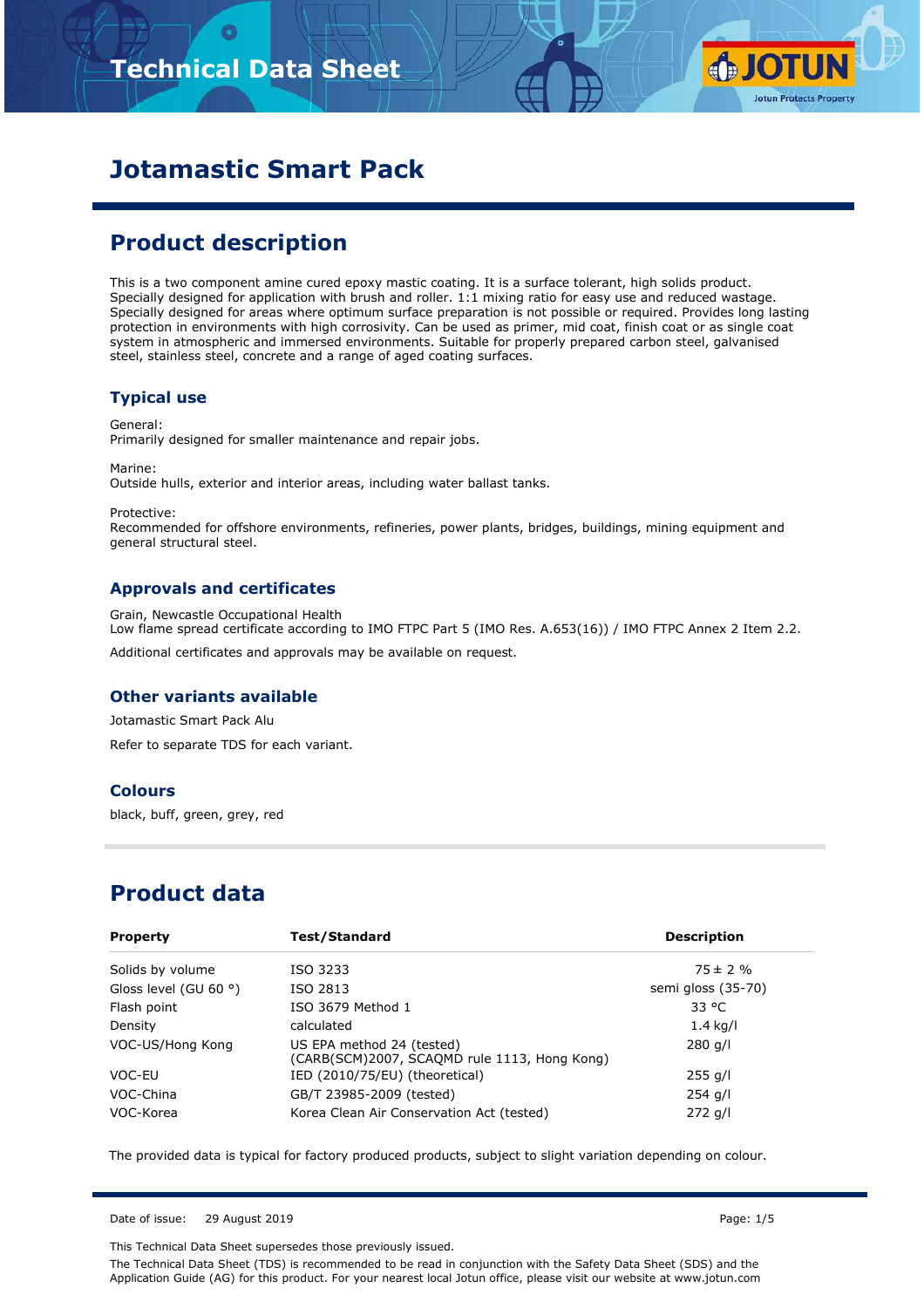# Technical Data Sheet

# Jotamastic Smart Pack

## Product description

This is a two component amine cured epoxy mastic coating. It is a surface tolerant, high solids product. Specially designed for application with brush and roller. 1:1 mixing ratio for easy use and reduced wastage. Specially designed for areas where optimum surface preparation is not possible or required. Provides long lasting protection in environments with high corrosivity. Can be used as primer, mid coat, finish coat or as single coat system in atmospheric and immersed environments. Suitable for properly prepared carbon steel, galvanised steel, stainless steel, concrete and a range of aged coating surfaces.

### Typical use

General:
Primarily designed for smaller maintenance and repair jobs.

Marine:
Outside hulls, exterior and interior areas, including water ballast tanks.

Protective:
Recommended for offshore environments, refineries, power plants, bridges, buildings, mining equipment and general structural steel.

### Approvals and certificates

Grain, Newcastle Occupational Health
Low flame spread certificate according to IMO FTPC Part 5 (IMO Res. A.653(16)) / IMO FTPC Annex 2 Item 2.2.

Additional certificates and approvals may be available on request.

### Other variants available

Jotamastic Smart Pack Alu

Refer to separate TDS for each variant.

### Colours

black, buff, green, grey, red

## Product data

| Property | Test/Standard | Description |
|---|---|---|
| Solids by volume | ISO 3233 | 75 ± 2 % |
| Gloss level (GU 60 °) | ISO 2813 | semi gloss (35-70) |
| Flash point | ISO 3679 Method 1 | 33 °C |
| Density | calculated | 1.4 kg/l |
| VOC-US/Hong Kong | US EPA method 24 (tested) (CARB(SCM)2007, SCAQMD rule 1113, Hong Kong) | 280 g/l |
| VOC-EU | IED (2010/75/EU) (theoretical) | 255 g/l |
| VOC-China | GB/T 23985-2009 (tested) | 254 g/l |
| VOC-Korea | Korea Clean Air Conservation Act (tested) | 272 g/l |

The provided data is typical for factory produced products, subject to slight variation depending on colour.

Date of issue: 29 August 2019

This Technical Data Sheet supersedes those previously issued.

The Technical Data Sheet (TDS) is recommended to be read in conjunction with the Safety Data Sheet (SDS) and the Application Guide (AG) for this product. For your nearest local Jotun office, please visit our website at www.jotun.com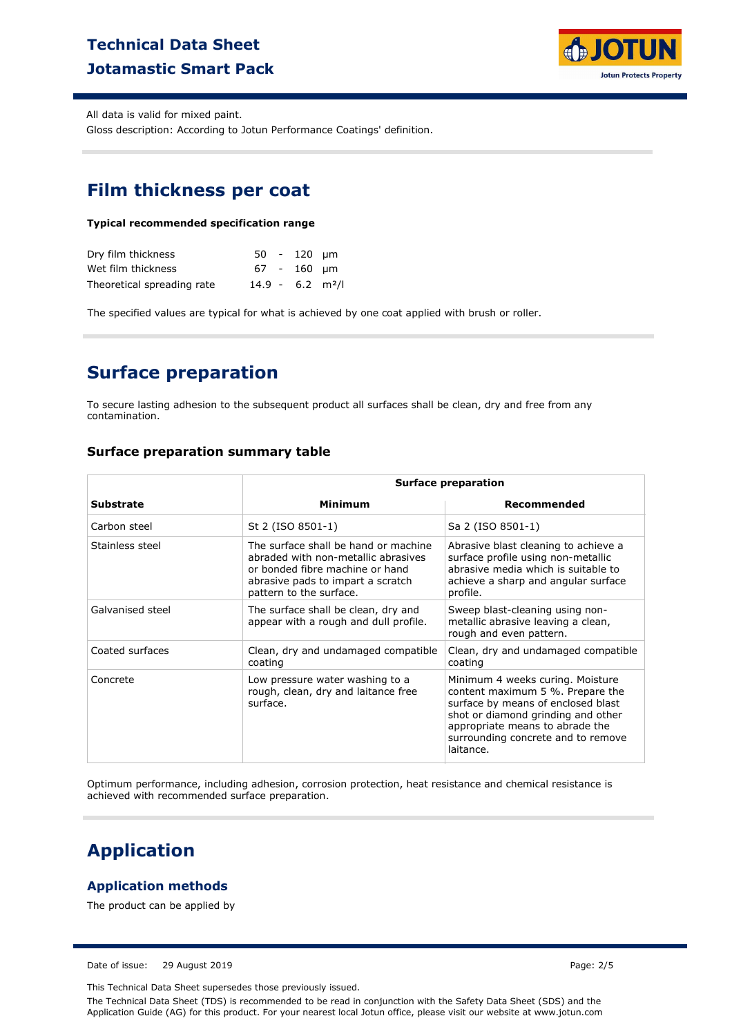All data is valid for mixed paint.

Gloss description: According to Jotun Performance Coatings' definition.

## Film thickness per coat

**Typical recommended specification range**

| | |
|---|---|
| Dry film thickness | 50 - 120 μm |
| Wet film thickness | 67 - 160 μm |
| Theoretical spreading rate | 14.9 - 6.2 m²/l |

The specified values are typical for what is achieved by one coat applied with brush or roller.

## Surface preparation

To secure lasting adhesion to the subsequent product all surfaces shall be clean, dry and free from any contamination.

### Surface preparation summary table

| | Surface preparation | |
|---|---|---|
| **Substrate** | **Minimum** | **Recommended** |
| Carbon steel | St 2 (ISO 8501-1) | Sa 2 (ISO 8501-1) |
| Stainless steel | The surface shall be hand or machine abraded with non-metallic abrasives or bonded fibre machine or hand abrasive pads to impart a scratch pattern to the surface. | Abrasive blast cleaning to achieve a surface profile using non-metallic abrasive media which is suitable to achieve a sharp and angular surface profile. |
| Galvanised steel | The surface shall be clean, dry and appear with a rough and dull profile. | Sweep blast-cleaning using non-metallic abrasive leaving a clean, rough and even pattern. |
| Coated surfaces | Clean, dry and undamaged compatible coating | Clean, dry and undamaged compatible coating |
| Concrete | Low pressure water washing to a rough, clean, dry and laitance free surface. | Minimum 4 weeks curing. Moisture content maximum 5 %. Prepare the surface by means of enclosed blast shot or diamond grinding and other appropriate means to abrade the surrounding concrete and to remove laitance. |

Optimum performance, including adhesion, corrosion protection, heat resistance and chemical resistance is achieved with recommended surface preparation.

## Application

### Application methods

The product can be applied by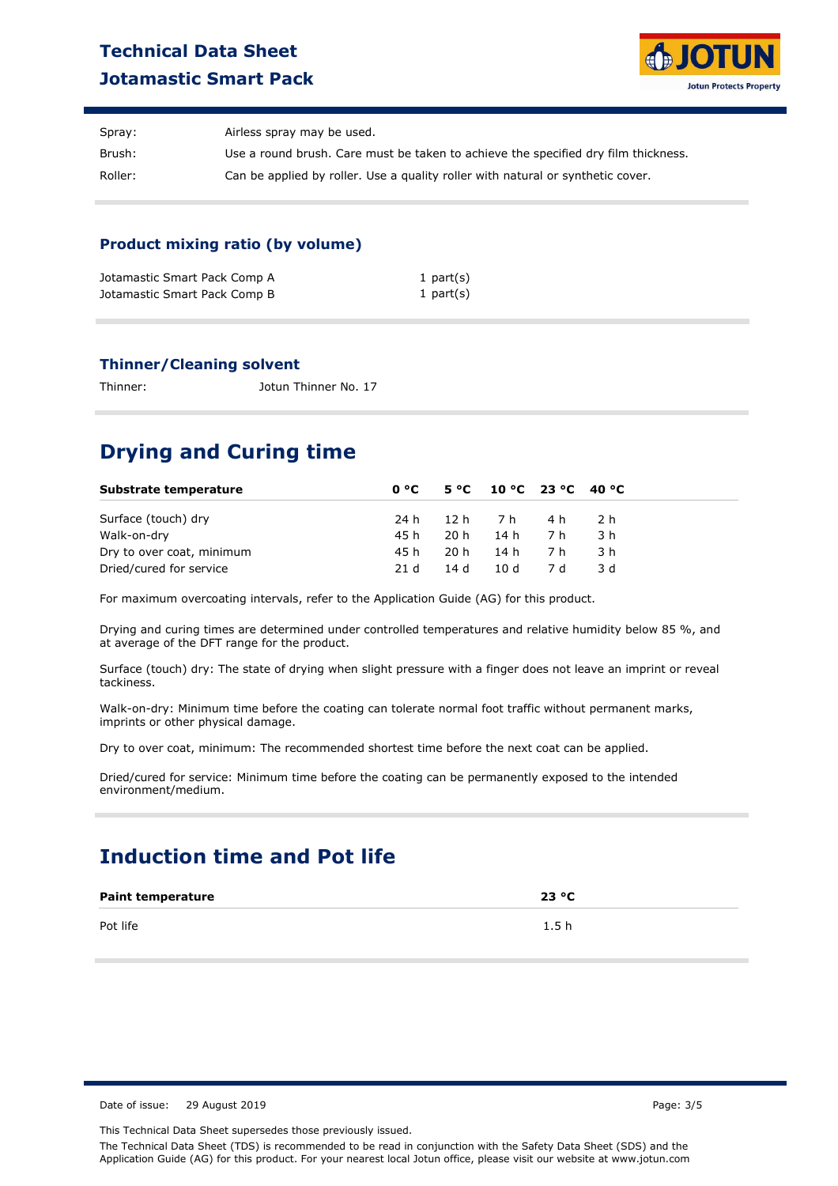| | |
|---|---|
| Spray: | Airless spray may be used. |
| Brush: | Use a round brush. Care must be taken to achieve the specified dry film thickness. |
| Roller: | Can be applied by roller. Use a quality roller with natural or synthetic cover. |

### Product mixing ratio (by volume)

| | |
|---|---|
| Jotamastic Smart Pack Comp A | 1 part(s) |
| Jotamastic Smart Pack Comp B | 1 part(s) |

### Thinner/Cleaning solvent

Thinner: Jotun Thinner No. 17

## Drying and Curing time

| Substrate temperature | 0 °C | 5 °C | 10 °C | 23 °C | 40 °C |
|---|---|---|---|---|---|
| Surface (touch) dry | 24 h | 12 h | 7 h | 4 h | 2 h |
| Walk-on-dry | 45 h | 20 h | 14 h | 7 h | 3 h |
| Dry to over coat, minimum | 45 h | 20 h | 14 h | 7 h | 3 h |
| Dried/cured for service | 21 d | 14 d | 10 d | 7 d | 3 d |

For maximum overcoating intervals, refer to the Application Guide (AG) for this product.

Drying and curing times are determined under controlled temperatures and relative humidity below 85 %, and at average of the DFT range for the product.

Surface (touch) dry: The state of drying when slight pressure with a finger does not leave an imprint or reveal tackiness.

Walk-on-dry: Minimum time before the coating can tolerate normal foot traffic without permanent marks, imprints or other physical damage.

Dry to over coat, minimum: The recommended shortest time before the next coat can be applied.

Dried/cured for service: Minimum time before the coating can be permanently exposed to the intended environment/medium.

## Induction time and Pot life

| Paint temperature | 23 °C |
|---|---|
| Pot life | 1.5 h |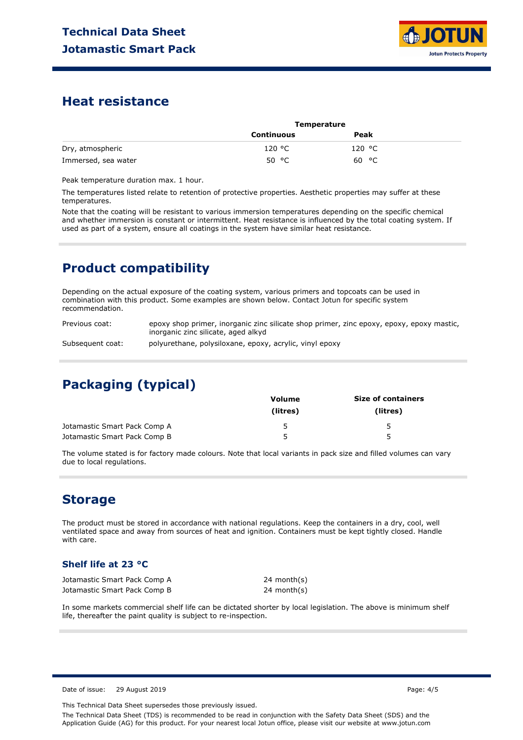## Heat resistance

| | Temperature | |
|---|---|---|
| | Continuous | Peak |
| Dry, atmospheric | 120 °C | 120 °C |
| Immersed, sea water | 50 °C | 60 °C |

Peak temperature duration max. 1 hour.

The temperatures listed relate to retention of protective properties. Aesthetic properties may suffer at these temperatures.

Note that the coating will be resistant to various immersion temperatures depending on the specific chemical and whether immersion is constant or intermittent. Heat resistance is influenced by the total coating system. If used as part of a system, ensure all coatings in the system have similar heat resistance.

## Product compatibility

Depending on the actual exposure of the coating system, various primers and topcoats can be used in combination with this product. Some examples are shown below. Contact Jotun for specific system recommendation.

| | |
|---|---|
| Previous coat: | epoxy shop primer, inorganic zinc silicate shop primer, zinc epoxy, epoxy, epoxy mastic, inorganic zinc silicate, aged alkyd |
| Subsequent coat: | polyurethane, polysiloxane, epoxy, acrylic, vinyl epoxy |

## Packaging (typical)

| | Volume (litres) | Size of containers (litres) |
|---|---|---|
| Jotamastic Smart Pack Comp A | 5 | 5 |
| Jotamastic Smart Pack Comp B | 5 | 5 |

The volume stated is for factory made colours. Note that local variants in pack size and filled volumes can vary due to local regulations.

## Storage

The product must be stored in accordance with national regulations. Keep the containers in a dry, cool, well ventilated space and away from sources of heat and ignition. Containers must be kept tightly closed. Handle with care.

### Shelf life at 23 °C

| | |
|---|---|
| Jotamastic Smart Pack Comp A | 24 month(s) |
| Jotamastic Smart Pack Comp B | 24 month(s) |

In some markets commercial shelf life can be dictated shorter by local legislation. The above is minimum shelf life, thereafter the paint quality is subject to re-inspection.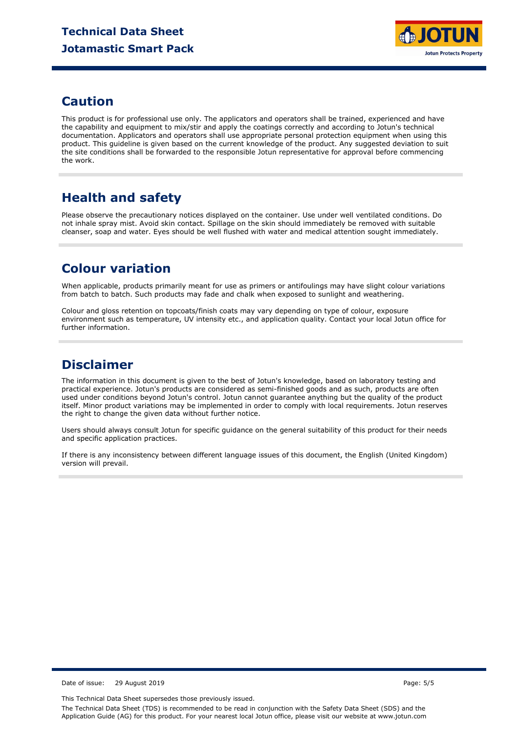## Caution

This product is for professional use only. The applicators and operators shall be trained, experienced and have the capability and equipment to mix/stir and apply the coatings correctly and according to Jotun's technical documentation. Applicators and operators shall use appropriate personal protection equipment when using this product. This guideline is given based on the current knowledge of the product. Any suggested deviation to suit the site conditions shall be forwarded to the responsible Jotun representative for approval before commencing the work.

## Health and safety

Please observe the precautionary notices displayed on the container. Use under well ventilated conditions. Do not inhale spray mist. Avoid skin contact. Spillage on the skin should immediately be removed with suitable cleanser, soap and water. Eyes should be well flushed with water and medical attention sought immediately.

## Colour variation

When applicable, products primarily meant for use as primers or antifoulings may have slight colour variations from batch to batch. Such products may fade and chalk when exposed to sunlight and weathering.

Colour and gloss retention on topcoats/finish coats may vary depending on type of colour, exposure environment such as temperature, UV intensity etc., and application quality. Contact your local Jotun office for further information.

## Disclaimer

The information in this document is given to the best of Jotun's knowledge, based on laboratory testing and practical experience. Jotun's products are considered as semi-finished goods and as such, products are often used under conditions beyond Jotun's control. Jotun cannot guarantee anything but the quality of the product itself. Minor product variations may be implemented in order to comply with local requirements. Jotun reserves the right to change the given data without further notice.

Users should always consult Jotun for specific guidance on the general suitability of this product for their needs and specific application practices.

If there is any inconsistency between different language issues of this document, the English (United Kingdom) version will prevail.